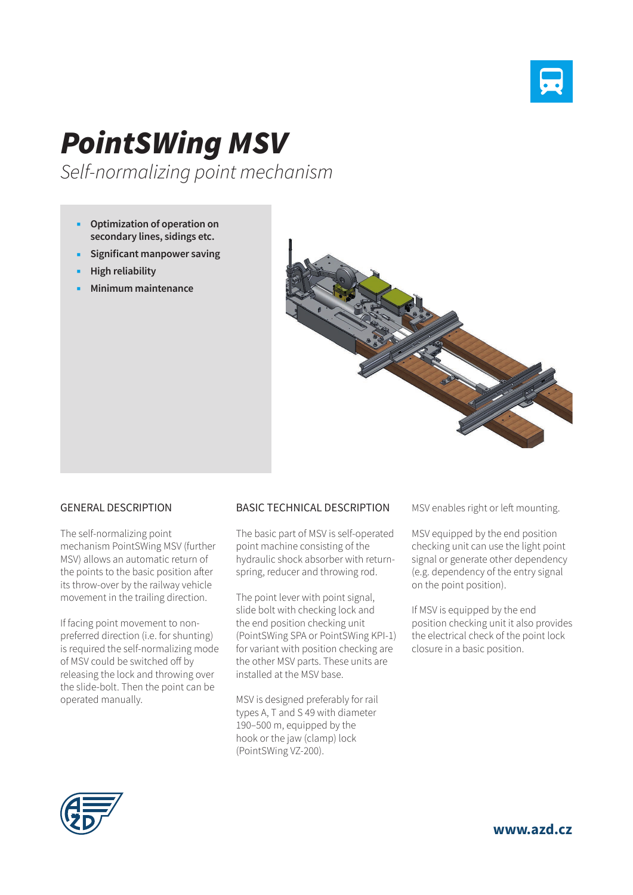# PointSWing MSV

*Self-normalizing point mechanism*

- **Optimization of operation on secondary lines, sidings etc.**
- **Significant manpower saving**
- **High reliability**
- **Minimum maintenance**

## GENERAL DESCRIPTION

The self-normalizing point mechanism PointSWing MSV (further MSV) allows an automatic return of the points to the basic position after its throw-over by the railway vehicle movement in the trailing direction.

If facing point movement to non-preferred direction (i.e. for shunting) is required the self-normalizing mode of MSV could be switched off by releasing the lock and throwing over the slide-bolt. Then the point can be operated manually.

## BASIC TECHNICAL DESCRIPTION

The basic part of MSV is self-operated point machine consisting of the hydraulic shock absorber with return-spring, reducer and throwing rod.

The point lever with point signal, slide bolt with checking lock and the end position checking unit (PointSWing SPA or PointSWing KPI-1) for variant with position checking are the other MSV parts. These units are installed at the MSV base.

MSV is designed preferably for rail types A, T and S 49 with diameter 190–500 m, equipped by the hook or the jaw (clamp) lock (PointSWing VZ-200).

MSV enables right or left mounting.

MSV equipped by the end position checking unit can use the light point signal or generate other dependency (e.g. dependency of the entry signal on the point position).

If MSV is equipped by the end position checking unit it also provides the electrical check of the point lock closure in a basic position.

**www.azd.cz**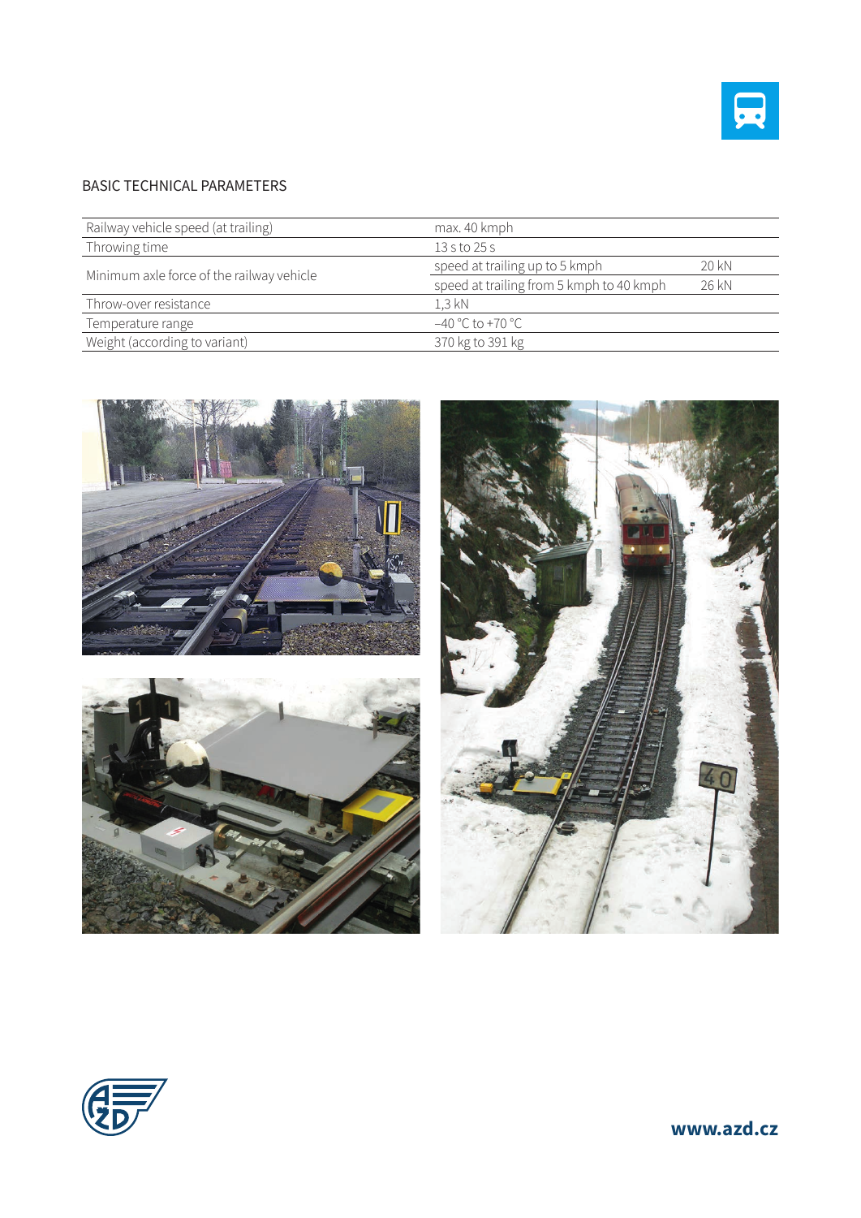## BASIC TECHNICAL PARAMETERS

| | | |
|---|---|---|
| Railway vehicle speed (at trailing) | max. 40 kmph | |
| Throwing time | 13 s to 25 s | |
| Minimum axle force of the railway vehicle | speed at trailing up to 5 kmph | 20 kN |
| | speed at trailing from 5 kmph to 40 kmph | 26 kN |
| Throw-over resistance | 1,3 kN | |
| Temperature range | –40 °C to +70 °C | |
| Weight (according to variant) | 370 kg to 391 kg | |

www.azd.cz